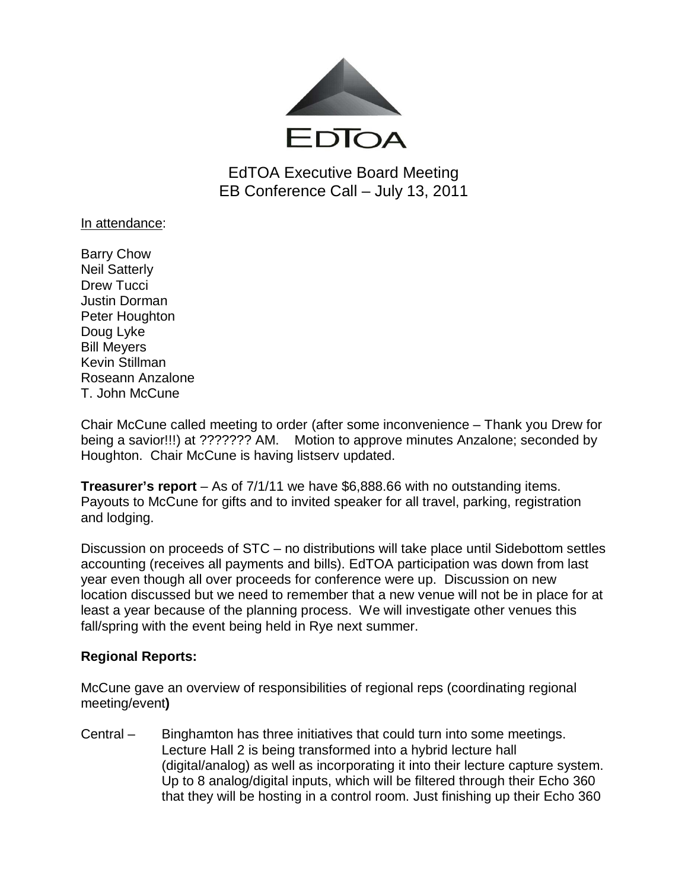EdTOA

# EdTOA Executive Board Meeting
## EB Conference Call – July 13, 2011

In attendance:

Barry Chow
Neil Satterly
Drew Tucci
Justin Dorman
Peter Houghton
Doug Lyke
Bill Meyers
Kevin Stillman
Roseann Anzalone
T. John McCune

Chair McCune called meeting to order (after some inconvenience – Thank you Drew for being a savior!!!) at ??????? AM. Motion to approve minutes Anzalone; seconded by Houghton. Chair McCune is having listserv updated.

**Treasurer's report** – As of 7/1/11 we have $6,888.66 with no outstanding items. Payouts to McCune for gifts and to invited speaker for all travel, parking, registration and lodging.

Discussion on proceeds of STC – no distributions will take place until Sidebottom settles accounting (receives all payments and bills). EdTOA participation was down from last year even though all over proceeds for conference were up. Discussion on new location discussed but we need to remember that a new venue will not be in place for at least a year because of the planning process. We will investigate other venues this fall/spring with the event being held in Rye next summer.

**Regional Reports:**

McCune gave an overview of responsibilities of regional reps (coordinating regional meeting/event**)**

Central – Binghamton has three initiatives that could turn into some meetings. Lecture Hall 2 is being transformed into a hybrid lecture hall (digital/analog) as well as incorporating it into their lecture capture system. Up to 8 analog/digital inputs, which will be filtered through their Echo 360 that they will be hosting in a control room. Just finishing up their Echo 360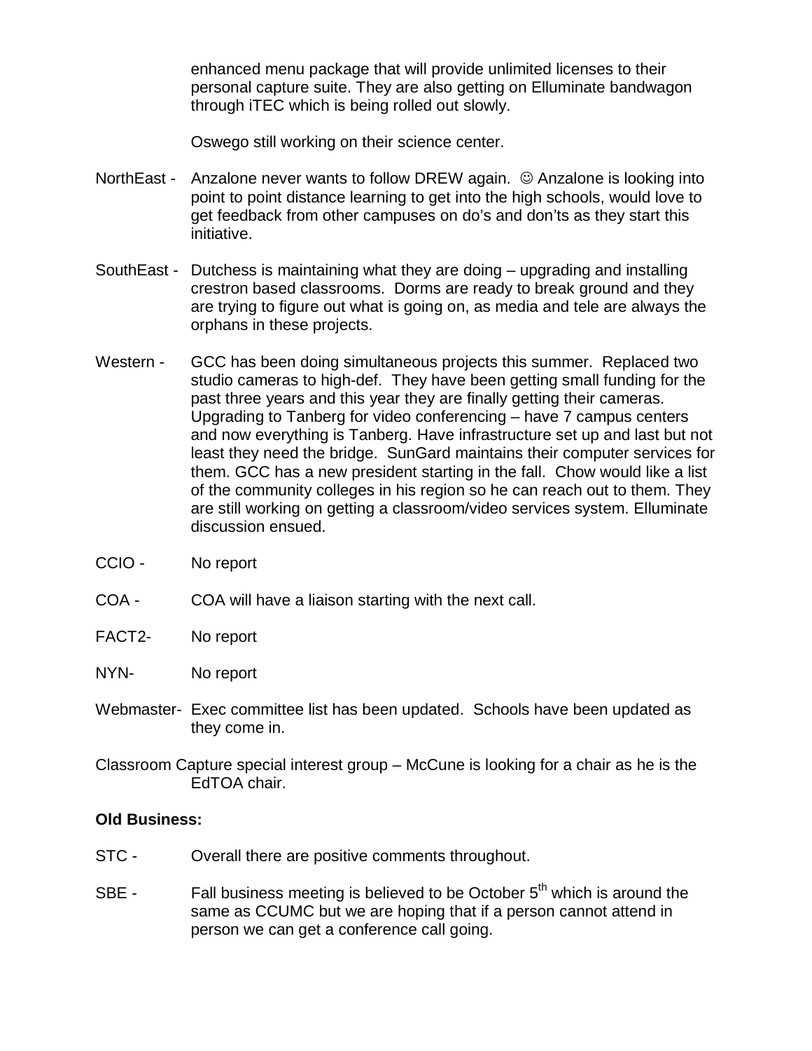enhanced menu package that will provide unlimited licenses to their personal capture suite. They are also getting on Elluminate bandwagon through iTEC which is being rolled out slowly.

Oswego still working on their science center.

NorthEast - Anzalone never wants to follow DREW again. ☺ Anzalone is looking into point to point distance learning to get into the high schools, would love to get feedback from other campuses on do's and don'ts as they start this initiative.

SouthEast - Dutchess is maintaining what they are doing – upgrading and installing crestron based classrooms. Dorms are ready to break ground and they are trying to figure out what is going on, as media and tele are always the orphans in these projects.

Western - GCC has been doing simultaneous projects this summer. Replaced two studio cameras to high-def. They have been getting small funding for the past three years and this year they are finally getting their cameras. Upgrading to Tanberg for video conferencing – have 7 campus centers and now everything is Tanberg. Have infrastructure set up and last but not least they need the bridge. SunGard maintains their computer services for them. GCC has a new president starting in the fall. Chow would like a list of the community colleges in his region so he can reach out to them. They are still working on getting a classroom/video services system. Elluminate discussion ensued.

CCIO - No report

COA - COA will have a liaison starting with the next call.

FACT2- No report

NYN- No report

Webmaster- Exec committee list has been updated. Schools have been updated as they come in.

Classroom Capture special interest group – McCune is looking for a chair as he is the EdTOA chair.

**Old Business:**

STC - Overall there are positive comments throughout.

SBE - Fall business meeting is believed to be October 5th which is around the same as CCUMC but we are hoping that if a person cannot attend in person we can get a conference call going.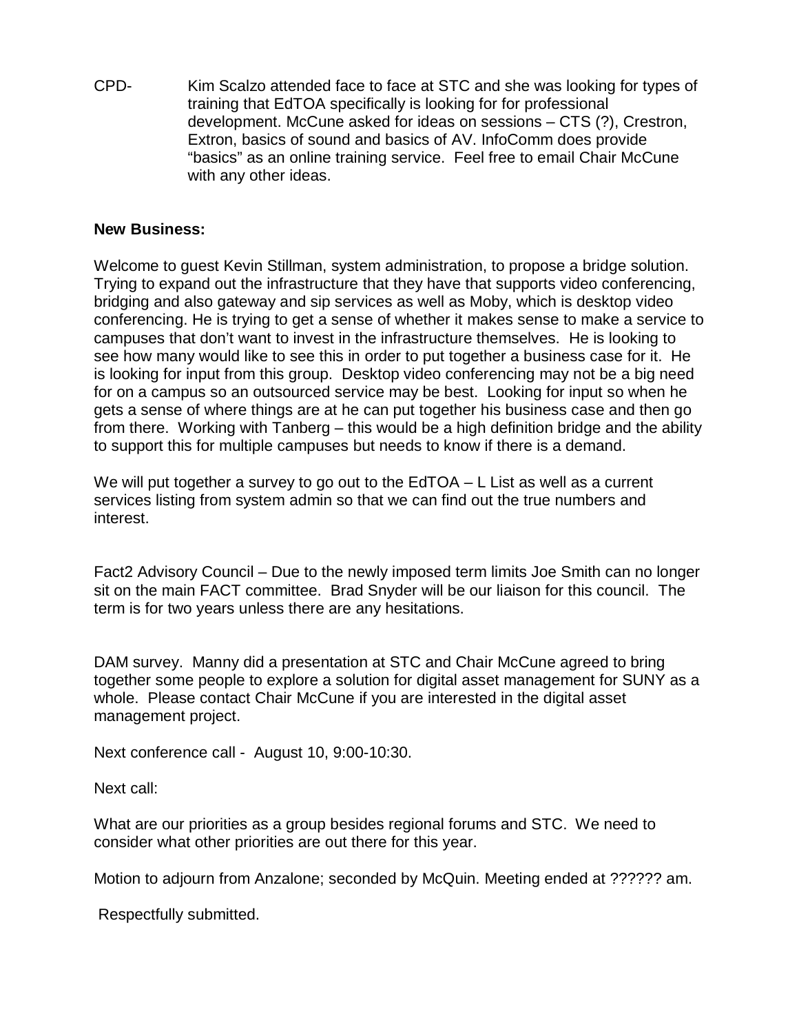CPD- Kim Scalzo attended face to face at STC and she was looking for types of training that EdTOA specifically is looking for for professional development. McCune asked for ideas on sessions – CTS (?), Crestron, Extron, basics of sound and basics of AV. InfoComm does provide "basics" as an online training service. Feel free to email Chair McCune with any other ideas.

**New Business:**

Welcome to guest Kevin Stillman, system administration, to propose a bridge solution. Trying to expand out the infrastructure that they have that supports video conferencing, bridging and also gateway and sip services as well as Moby, which is desktop video conferencing. He is trying to get a sense of whether it makes sense to make a service to campuses that don't want to invest in the infrastructure themselves. He is looking to see how many would like to see this in order to put together a business case for it. He is looking for input from this group. Desktop video conferencing may not be a big need for on a campus so an outsourced service may be best. Looking for input so when he gets a sense of where things are at he can put together his business case and then go from there. Working with Tanberg – this would be a high definition bridge and the ability to support this for multiple campuses but needs to know if there is a demand.

We will put together a survey to go out to the EdTOA – L List as well as a current services listing from system admin so that we can find out the true numbers and interest.

Fact2 Advisory Council – Due to the newly imposed term limits Joe Smith can no longer sit on the main FACT committee. Brad Snyder will be our liaison for this council. The term is for two years unless there are any hesitations.

DAM survey. Manny did a presentation at STC and Chair McCune agreed to bring together some people to explore a solution for digital asset management for SUNY as a whole. Please contact Chair McCune if you are interested in the digital asset management project.

Next conference call - August 10, 9:00-10:30.

Next call:

What are our priorities as a group besides regional forums and STC. We need to consider what other priorities are out there for this year.

Motion to adjourn from Anzalone; seconded by McQuin. Meeting ended at ?????? am.

Respectfully submitted.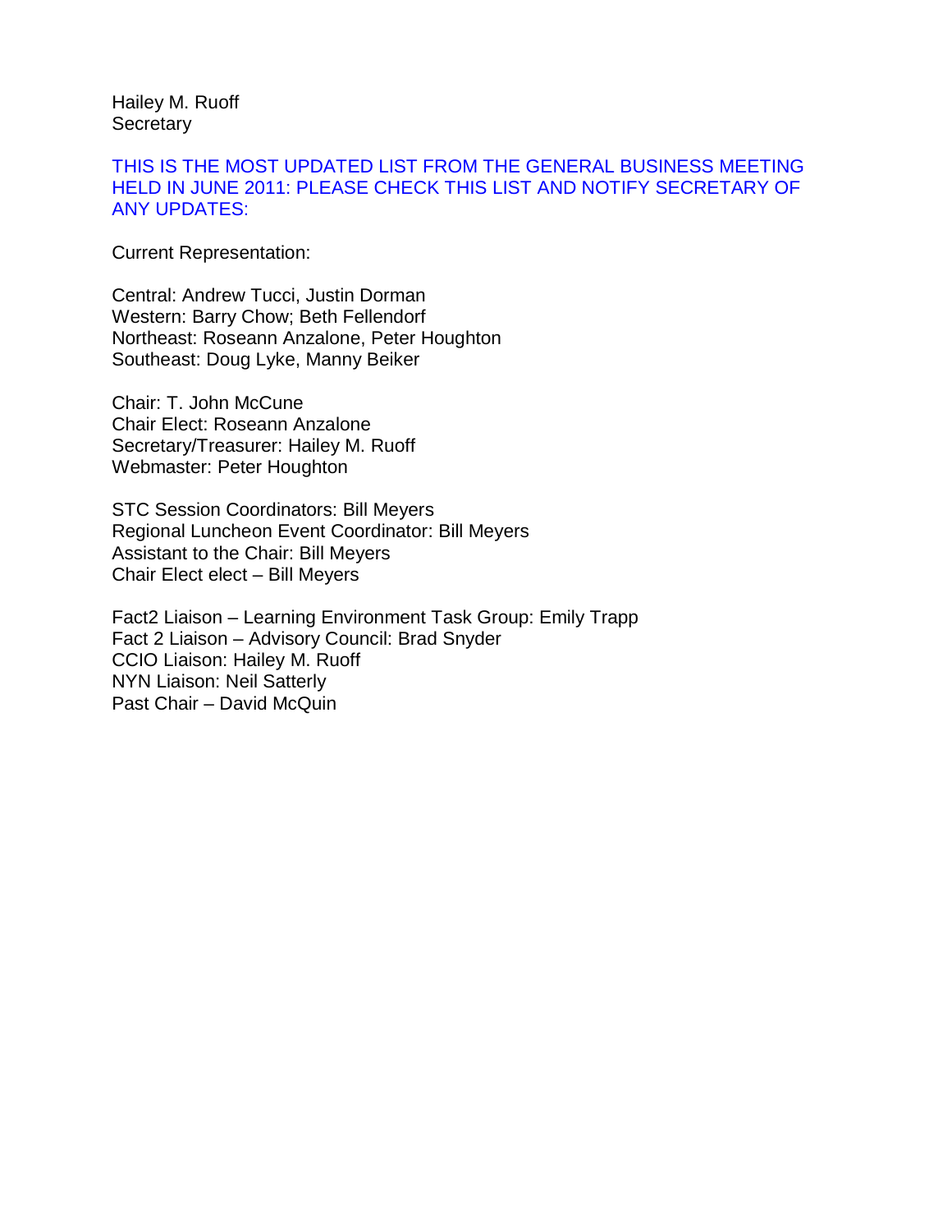Hailey M. Ruoff
Secretary

THIS IS THE MOST UPDATED LIST FROM THE GENERAL BUSINESS MEETING HELD IN JUNE 2011: PLEASE CHECK THIS LIST AND NOTIFY SECRETARY OF ANY UPDATES:

Current Representation:

Central: Andrew Tucci, Justin Dorman
Western: Barry Chow; Beth Fellendorf
Northeast: Roseann Anzalone, Peter Houghton
Southeast: Doug Lyke, Manny Beiker

Chair: T. John McCune
Chair Elect: Roseann Anzalone
Secretary/Treasurer: Hailey M. Ruoff
Webmaster: Peter Houghton

STC Session Coordinators: Bill Meyers
Regional Luncheon Event Coordinator: Bill Meyers
Assistant to the Chair: Bill Meyers
Chair Elect elect – Bill Meyers

Fact2 Liaison – Learning Environment Task Group: Emily Trapp
Fact 2 Liaison – Advisory Council: Brad Snyder
CCIO Liaison: Hailey M. Ruoff
NYN Liaison: Neil Satterly
Past Chair – David McQuin